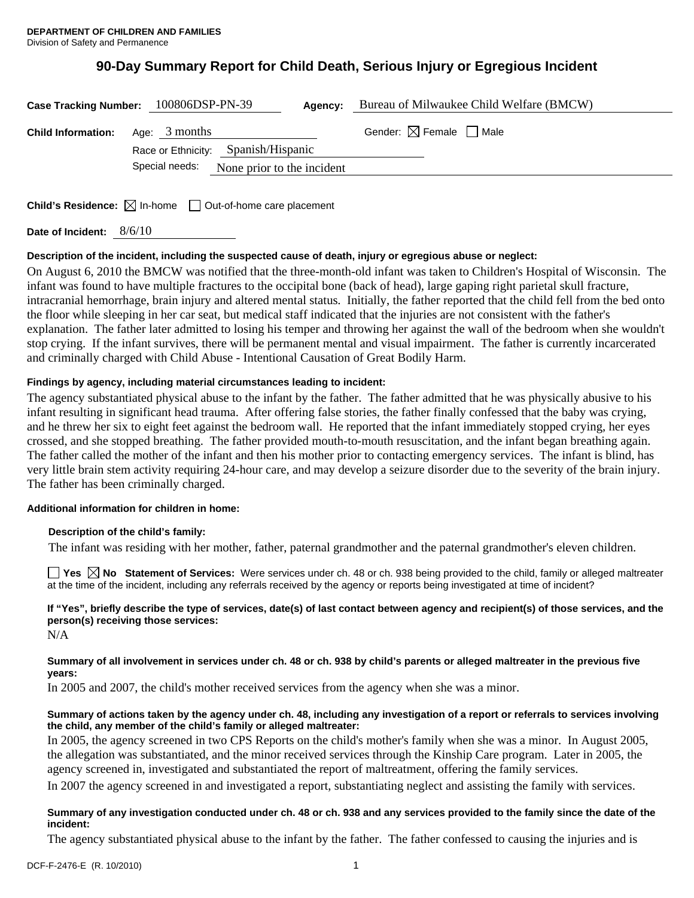**DEPARTMENT OF CHILDREN AND FAMILIES**
Division of Safety and Permanence

# 90-Day Summary Report for Child Death, Serious Injury or Egregious Incident

**Case Tracking Number:** 100806DSP-PN-39 **Agency:** Bureau of Milwaukee Child Welfare (BMCW)

**Child Information:** Age: 3 months Gender: ☒ Female ☐ Male

Race or Ethnicity: Spanish/Hispanic

Special needs: None prior to the incident

**Child's Residence:** ☒ In-home ☐ Out-of-home care placement

**Date of Incident:** 8/6/10

**Description of the incident, including the suspected cause of death, injury or egregious abuse or neglect:**

On August 6, 2010 the BMCW was notified that the three-month-old infant was taken to Children's Hospital of Wisconsin. The infant was found to have multiple fractures to the occipital bone (back of head), large gaping right parietal skull fracture, intracranial hemorrhage, brain injury and altered mental status. Initially, the father reported that the child fell from the bed onto the floor while sleeping in her car seat, but medical staff indicated that the injuries are not consistent with the father's explanation. The father later admitted to losing his temper and throwing her against the wall of the bedroom when she wouldn't stop crying. If the infant survives, there will be permanent mental and visual impairment. The father is currently incarcerated and criminally charged with Child Abuse - Intentional Causation of Great Bodily Harm.

**Findings by agency, including material circumstances leading to incident:**

The agency substantiated physical abuse to the infant by the father. The father admitted that he was physically abusive to his infant resulting in significant head trauma. After offering false stories, the father finally confessed that the baby was crying, and he threw her six to eight feet against the bedroom wall. He reported that the infant immediately stopped crying, her eyes crossed, and she stopped breathing. The father provided mouth-to-mouth resuscitation, and the infant began breathing again. The father called the mother of the infant and then his mother prior to contacting emergency services. The infant is blind, has very little brain stem activity requiring 24-hour care, and may develop a seizure disorder due to the severity of the brain injury. The father has been criminally charged.

**Additional information for children in home:**

**Description of the child's family:**

The infant was residing with her mother, father, paternal grandmother and the paternal grandmother's eleven children.

☐ **Yes** ☒ **No** **Statement of Services:** Were services under ch. 48 or ch. 938 being provided to the child, family or alleged maltreater at the time of the incident, including any referrals received by the agency or reports being investigated at time of incident?

**If "Yes", briefly describe the type of services, date(s) of last contact between agency and recipient(s) of those services, and the person(s) receiving those services:**

N/A

**Summary of all involvement in services under ch. 48 or ch. 938 by child's parents or alleged maltreater in the previous five years:**

In 2005 and 2007, the child's mother received services from the agency when she was a minor.

**Summary of actions taken by the agency under ch. 48, including any investigation of a report or referrals to services involving the child, any member of the child's family or alleged maltreater:**

In 2005, the agency screened in two CPS Reports on the child's mother's family when she was a minor. In August 2005, the allegation was substantiated, and the minor received services through the Kinship Care program. Later in 2005, the agency screened in, investigated and substantiated the report of maltreatment, offering the family services.

In 2007 the agency screened in and investigated a report, substantiating neglect and assisting the family with services.

**Summary of any investigation conducted under ch. 48 or ch. 938 and any services provided to the family since the date of the incident:**

The agency substantiated physical abuse to the infant by the father. The father confessed to causing the injuries and is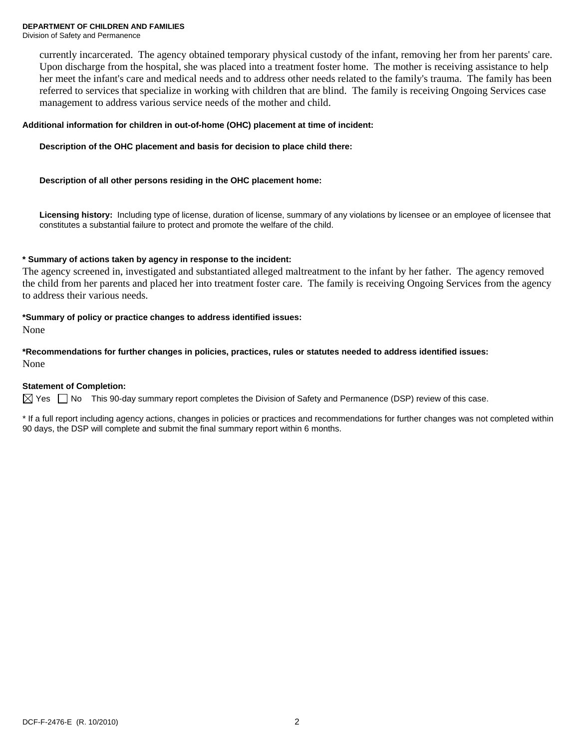currently incarcerated. The agency obtained temporary physical custody of the infant, removing her from her parents' care. Upon discharge from the hospital, she was placed into a treatment foster home. The mother is receiving assistance to help her meet the infant's care and medical needs and to address other needs related to the family's trauma. The family has been referred to services that specialize in working with children that are blind. The family is receiving Ongoing Services case management to address various service needs of the mother and child.

**Additional information for children in out-of-home (OHC) placement at time of incident:**

**Description of the OHC placement and basis for decision to place child there:**

**Description of all other persons residing in the OHC placement home:**

**Licensing history:** Including type of license, duration of license, summary of any violations by licensee or an employee of licensee that constitutes a substantial failure to protect and promote the welfare of the child.

**\* Summary of actions taken by agency in response to the incident:**

The agency screened in, investigated and substantiated alleged maltreatment to the infant by her father. The agency removed the child from her parents and placed her into treatment foster care. The family is receiving Ongoing Services from the agency to address their various needs.

**\*Summary of policy or practice changes to address identified issues:**

None

**\*Recommendations for further changes in policies, practices, rules or statutes needed to address identified issues:**

None

**Statement of Completion:**

☒ Yes ☐ No This 90-day summary report completes the Division of Safety and Permanence (DSP) review of this case.

\* If a full report including agency actions, changes in policies or practices and recommendations for further changes was not completed within 90 days, the DSP will complete and submit the final summary report within 6 months.

DCF-F-2476-E (R. 10/2010)